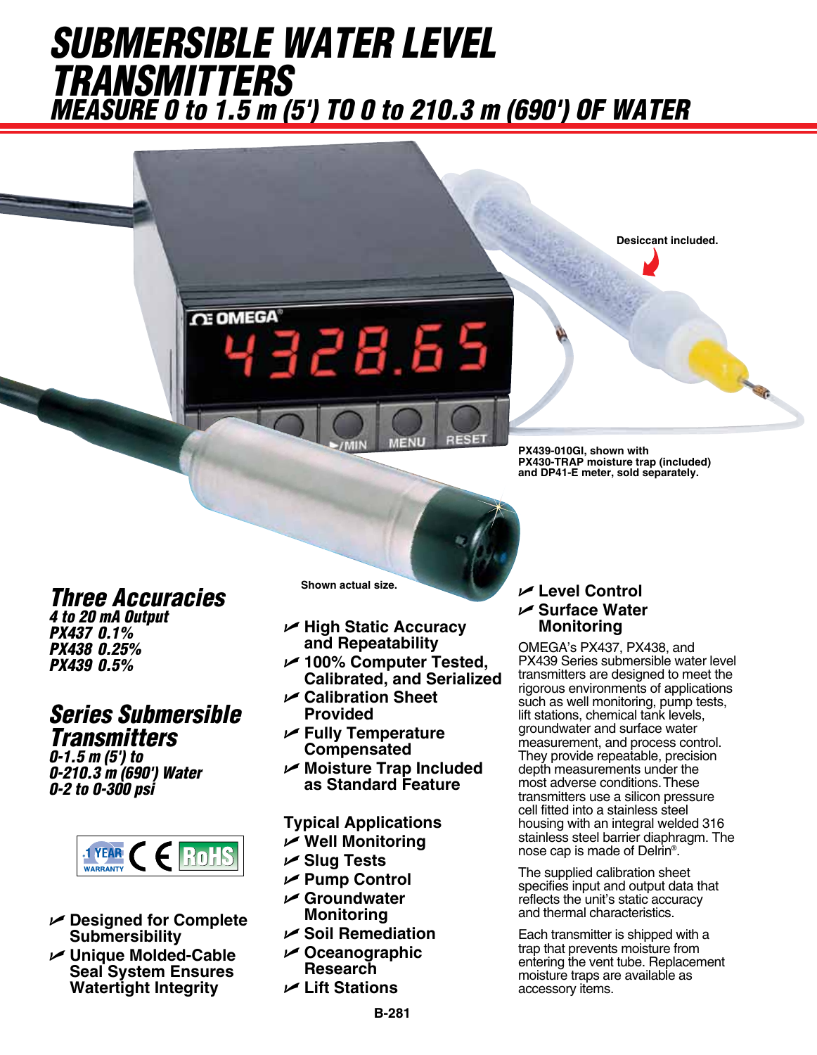# SUBMERSIBLE WATER LEVEL TRANSMITTERS

## MEASURE 0 to 1.5 m (5') TO 0 to 210.3 m (690') OF WATER

Desiccant included.

PX439-010GI, shown with PX430-TRAP moisture trap (included) and DP41-E meter, sold separately.

Shown actual size.

## Three Accuracies

***4 to 20 mA Output***
***PX437 0.1%***
***PX438 0.25%***
***PX439 0.5%***

## Series Submersible Transmitters

***0-1.5 m (5') to 0-210.3 m (690') Water***
***0-2 to 0-300 psi***

1 YEAR WARRANTY CE RoHS

- **Designed for Complete Submersibility**
- **Unique Molded-Cable Seal System Ensures Watertight Integrity**
- **High Static Accuracy and Repeatability**
- **100% Computer Tested, Calibrated, and Serialized**
- **Calibration Sheet Provided**
- **Fully Temperature Compensated**
- **Moisture Trap Included as Standard Feature**

### Typical Applications

- **Well Monitoring**
- **Slug Tests**
- **Pump Control**
- **Groundwater Monitoring**
- **Soil Remediation**
- **Oceanographic Research**
- **Lift Stations**
- **Level Control**
- **Surface Water Monitoring**

OMEGA's PX437, PX438, and PX439 Series submersible water level transmitters are designed to meet the rigorous environments of applications such as well monitoring, pump tests, lift stations, chemical tank levels, groundwater and surface water measurement, and process control. They provide repeatable, precision depth measurements under the most adverse conditions. These transmitters use a silicon pressure cell fitted into a stainless steel housing with an integral welded 316 stainless steel barrier diaphragm. The nose cap is made of Delrin®.

The supplied calibration sheet specifies input and output data that reflects the unit's static accuracy and thermal characteristics.

Each transmitter is shipped with a trap that prevents moisture from entering the vent tube. Replacement moisture traps are available as accessory items.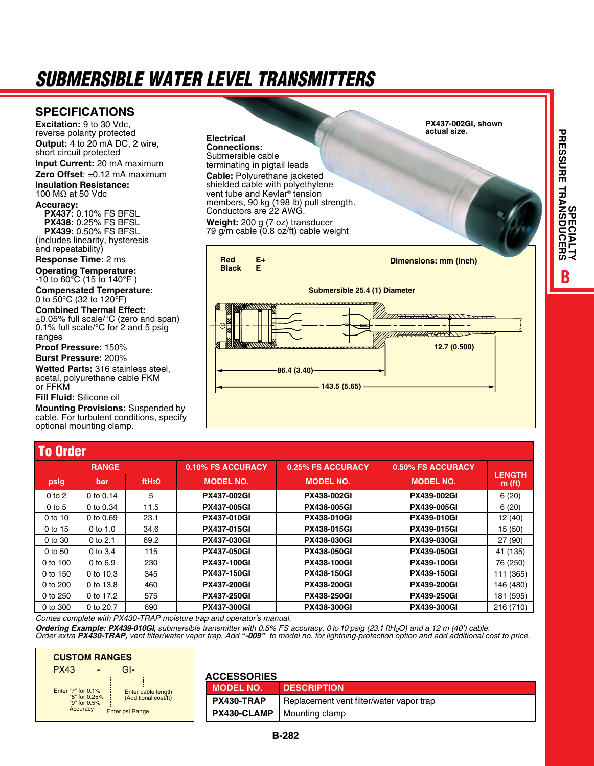# SUBMERSIBLE WATER LEVEL TRANSMITTERS

## SPECIFICATIONS

**Excitation:** 9 to 30 Vdc, reverse polarity protected

**Output:** 4 to 20 mA DC, 2 wire, short circuit protected

**Input Current:** 20 mA maximum

**Zero Offset**: ±0.12 mA maximum

**Insulation Resistance:** 100 MΩ at 50 Vdc

**Accuracy:**
- **PX437:** 0.10% FS BFSL
- **PX438:** 0.25% FS BFSL
- **PX439:** 0.50% FS BFSL

(includes linearity, hysteresis and repeatability)

**Response Time:** 2 ms

**Operating Temperature:** -10 to 60°C (15 to 140°F )

**Compensated Temperature:** 0 to 50°C (32 to 120°F)

**Combined Thermal Effect:** ±0.05% full scale/°C (zero and span) 0.1% full scale/°C for 2 and 5 psig ranges

**Proof Pressure:** 150%

**Burst Pressure:** 200%

**Wetted Parts:** 316 stainless steel, acetal, polyurethane cable FKM or FFKM

**Fill Fluid:** Silicone oil

**Mounting Provisions:** Suspended by cable. For turbulent conditions, specify optional mounting clamp.

**Electrical Connections:** Submersible cable terminating in pigtail leads

**Cable:** Polyurethane jacketed shielded cable with polyethylene vent tube and Kevlar® tension members, 90 kg (198 lb) pull strength. Conductors are 22 AWG.

**Weight:** 200 g (7 oz) transducer 79 g/m cable (0.8 oz/ft) cable weight

PX437-002GI, shown actual size.

Red E+
Black E

Dimensions: mm (inch)

Submersible 25.4 (1) Diameter

12.7 (0.500)

86.4 (3.40)

143.5 (5.65)

## To Order

| RANGE | | | 0.10% FS ACCURACY | 0.25% FS ACCURACY | 0.50% FS ACCURACY | LENGTH |
|---|---|---|---|---|---|---|
| psig | bar | ftH₂0 | MODEL NO. | MODEL NO. | MODEL NO. | m (ft) |
| 0 to 2 | 0 to 0.14 | 5 | PX437-002GI | PX438-002GI | PX439-002GI | 6 (20) |
| 0 to 5 | 0 to 0.34 | 11.5 | PX437-005GI | PX438-005GI | PX439-005GI | 6 (20) |
| 0 to 10 | 0 to 0.69 | 23.1 | PX437-010GI | PX438-010GI | PX439-010GI | 12 (40) |
| 0 to 15 | 0 to 1.0 | 34.6 | PX437-015GI | PX438-015GI | PX439-015GI | 15 (50) |
| 0 to 30 | 0 to 2.1 | 69.2 | PX437-030GI | PX438-030GI | PX439-030GI | 27 (90) |
| 0 to 50 | 0 to 3.4 | 115 | PX437-050GI | PX438-050GI | PX439-050GI | 41 (135) |
| 0 to 100 | 0 to 6.9 | 230 | PX437-100GI | PX438-100GI | PX439-100GI | 76 (250) |
| 0 to 150 | 0 to 10.3 | 345 | PX437-150GI | PX438-150GI | PX439-150GI | 111 (365) |
| 0 to 200 | 0 to 13.8 | 460 | PX437-200GI | PX438-200GI | PX439-200GI | 146 (480) |
| 0 to 250 | 0 to 17.2 | 575 | PX437-250GI | PX438-250GI | PX439-250GI | 181 (595) |
| 0 to 300 | 0 to 20.7 | 690 | PX437-300GI | PX438-300GI | PX439-300GI | 216 (710) |

*Comes complete with PX430-TRAP moisture trap and operator's manual.*

***Ordering Example: PX439-010GI,** submersible transmitter with 0.5% FS accuracy, 0 to 10 psig (23.1 ftH₂O) and a 12 m (40') cable.*
*Order extra **PX430-TRAP**, vent filter/water vapor trap. Add **"-009"** to model no. for lightning-protection option and add additional cost to price.*

### CUSTOM RANGES

PX43____-____GI-____

- Enter "7" for 0.1%, "8" for 0.25%, "9" for 0.5% Accuracy
- Enter psi Range
- Enter cable length (Additional cost/ft)

### ACCESSORIES

| MODEL NO. | DESCRIPTION |
|---|---|
| PX430-TRAP | Replacement vent filter/water vapor trap |
| PX430-CLAMP | Mounting clamp |